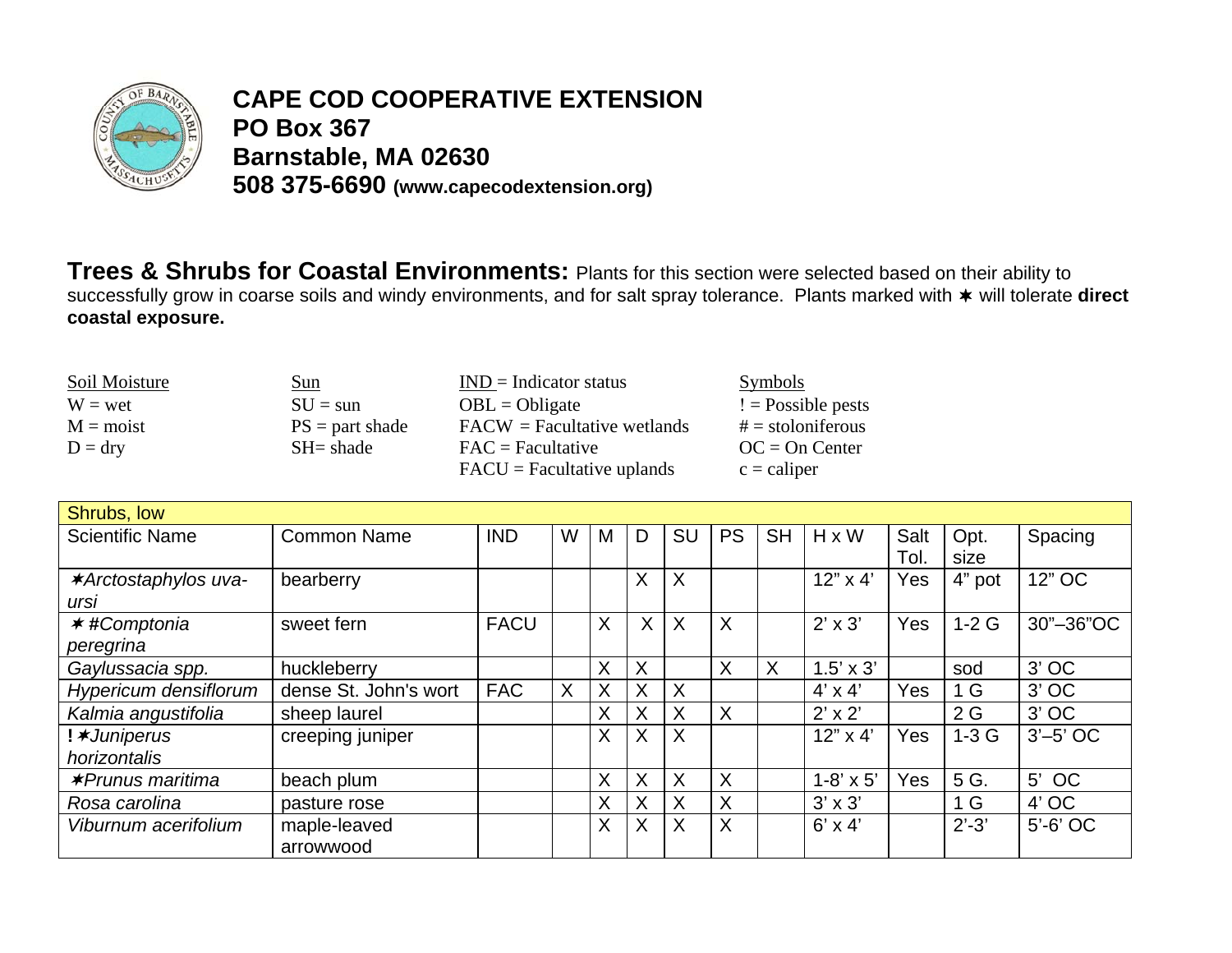# CAPE COD COOPERATIVE EXTENSION
**PO Box 367**
**Barnstable, MA 02630**
**508 375-6690 (www.capecodextension.org)**

**Trees & Shrubs for Coastal Environments:** Plants for this section were selected based on their ability to successfully grow in coarse soils and windy environments, and for salt spray tolerance. Plants marked with ✶ will tolerate **direct coastal exposure.**

| Soil Moisture | Sun | IND = Indicator status | Symbols |
|---|---|---|---|
| W = wet | SU = sun | OBL = Obligate | ! = Possible pests |
| M = moist | PS = part shade | FACW = Facultative wetlands | # = stoloniferous |
| D = dry | SH= shade | FAC = Facultative | OC = On Center |
| | | FACU = Facultative uplands | c = caliper |

| Shrubs, low | | | | | | | | | | | | |
|---|---|---|---|---|---|---|---|---|---|---|---|---|
| Scientific Name | Common Name | IND | W | M | D | SU | PS | SH | H x W | Salt Tol. | Opt. size | Spacing |
| ✶*Arctostaphylos uva-ursi* | bearberry | | | | X | X | | | 12" x 4' | Yes | 4" pot | 12" OC |
| ✶ #*Comptonia peregrina* | sweet fern | FACU | | X | X | X | X | | 2' x 3' | Yes | 1-2 G | 30"–36"OC |
| *Gaylussacia spp.* | huckleberry | | | X | X | | X | X | 1.5' x 3' | | sod | 3' OC |
| *Hypericum densiflorum* | dense St. John's wort | FAC | X | X | X | X | | | 4' x 4' | Yes | 1 G | 3' OC |
| *Kalmia angustifolia* | sheep laurel | | | X | X | X | X | | 2' x 2' | | 2 G | 3' OC |
| **!** ✶*Juniperus horizontalis* | creeping juniper | | | X | X | X | | | 12" x 4' | Yes | 1-3 G | 3'–5' OC |
| ✶*Prunus maritima* | beach plum | | | X | X | X | X | | 1-8' x 5' | Yes | 5 G. | 5' OC |
| *Rosa carolina* | pasture rose | | | X | X | X | X | | 3' x 3' | | 1 G | 4' OC |
| *Viburnum acerifolium* | maple-leaved arrowwood | | | X | X | X | X | | 6' x 4' | | 2'-3' | 5'-6' OC |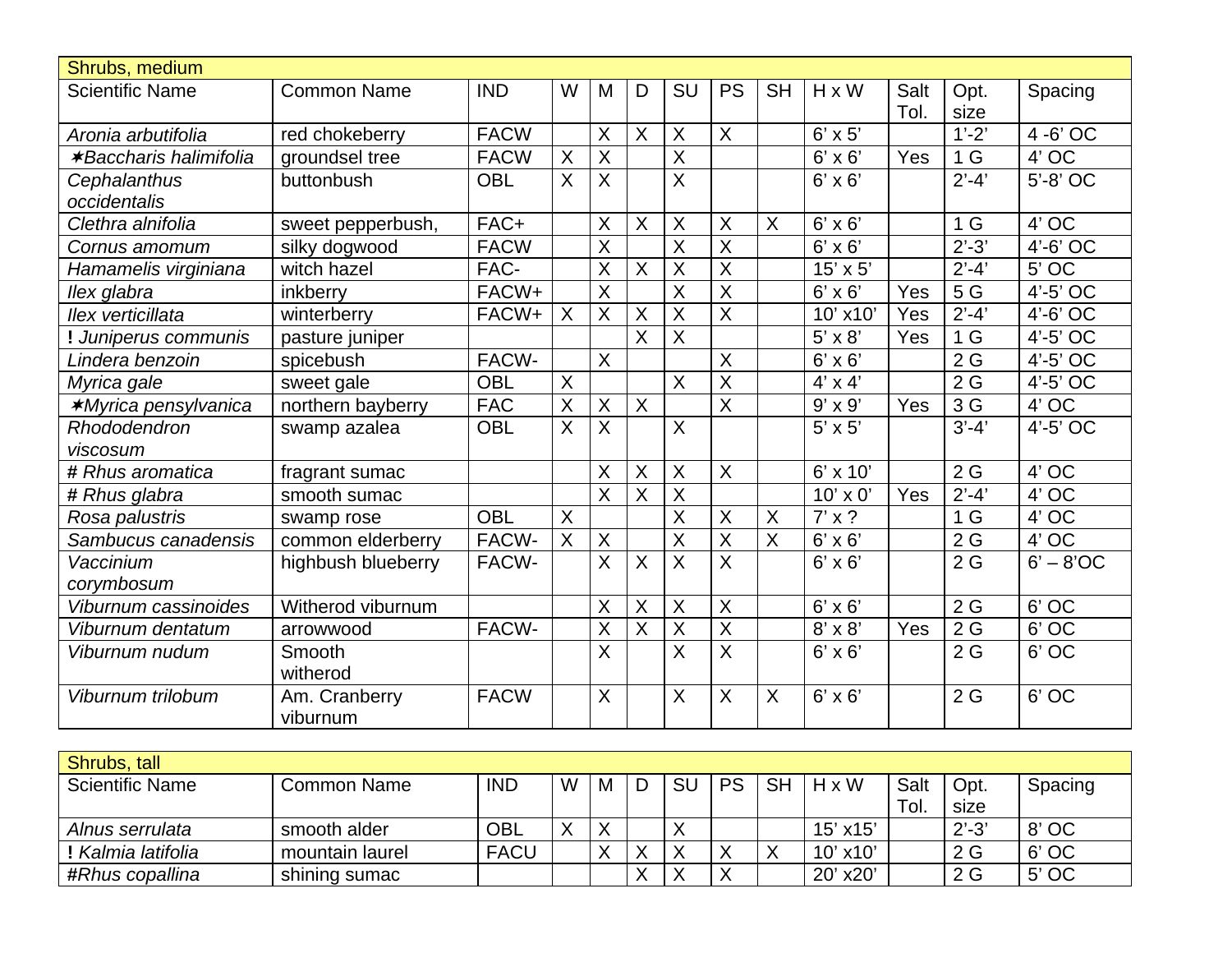| Shrubs, medium | | | | | | | | | | | | |
|---|---|---|---|---|---|---|---|---|---|---|---|---|
| Scientific Name | Common Name | IND | W | M | D | SU | PS | SH | H x W | Salt Tol. | Opt. size | Spacing |
| *Aronia arbutifolia* | red chokeberry | FACW | | X | X | X | X | | 6' x 5' | | 1'-2' | 4 -6' OC |
| ✶*Baccharis halimifolia* | groundsel tree | FACW | X | X | | X | | | 6' x 6' | Yes | 1 G | 4' OC |
| *Cephalanthus occidentalis* | buttonbush | OBL | X | X | | X | | | 6' x 6' | | 2'-4' | 5'-8' OC |
| *Clethra alnifolia* | sweet pepperbush, | FAC+ | | X | X | X | X | X | 6' x 6' | | 1 G | 4' OC |
| *Cornus amomum* | silky dogwood | FACW | | X | | X | X | | 6' x 6' | | 2'-3' | 4'-6' OC |
| *Hamamelis virginiana* | witch hazel | FAC- | | X | X | X | X | | 15' x 5' | | 2'-4' | 5' OC |
| *Ilex glabra* | inkberry | FACW+ | | X | | X | X | | 6' x 6' | Yes | 5 G | 4'-5' OC |
| *Ilex verticillata* | winterberry | FACW+ | X | X | X | X | X | | 10' x10' | Yes | 2'-4' | 4'-6' OC |
| **!** *Juniperus communis* | pasture juniper | | | | X | X | | | 5' x 8' | Yes | 1 G | 4'-5' OC |
| *Lindera benzoin* | spicebush | FACW- | | X | | | X | | 6' x 6' | | 2 G | 4'-5' OC |
| *Myrica gale* | sweet gale | OBL | X | | | X | X | | 4' x 4' | | 2 G | 4'-5' OC |
| ✶*Myrica pensylvanica* | northern bayberry | FAC | X | X | X | | X | | 9' x 9' | Yes | 3 G | 4' OC |
| *Rhododendron viscosum* | swamp azalea | OBL | X | X | | X | | | 5' x 5' | | 3'-4' | 4'-5' OC |
| # *Rhus aromatica* | fragrant sumac | | | X | X | X | X | | 6' x 10' | | 2 G | 4' OC |
| # *Rhus glabra* | smooth sumac | | | X | X | X | | | 10' x 0' | Yes | 2'-4' | 4' OC |
| *Rosa palustris* | swamp rose | OBL | X | | | X | X | X | 7' x ? | | 1 G | 4' OC |
| *Sambucus canadensis* | common elderberry | FACW- | X | X | | X | X | X | 6' x 6' | | 2 G | 4' OC |
| *Vaccinium corymbosum* | highbush blueberry | FACW- | | X | X | X | X | | 6' x 6' | | 2 G | 6' – 8'OC |
| *Viburnum cassinoides* | Witherod viburnum | | | X | X | X | X | | 6' x 6' | | 2 G | 6' OC |
| *Viburnum dentatum* | arrowwood | FACW- | | X | X | X | X | | 8' x 8' | Yes | 2 G | 6' OC |
| *Viburnum nudum* | Smooth witherod | | | X | | X | X | | 6' x 6' | | 2 G | 6' OC |
| *Viburnum trilobum* | Am. Cranberry viburnum | FACW | | X | | X | X | X | 6' x 6' | | 2 G | 6' OC |

| Shrubs, tall | | | | | | | | | | | | |
|---|---|---|---|---|---|---|---|---|---|---|---|---|
| Scientific Name | Common Name | IND | W | M | D | SU | PS | SH | H x W | Salt Tol. | Opt. size | Spacing |
| *Alnus serrulata* | smooth alder | OBL | X | X | | X | | | 15' x15' | | 2'-3' | 8' OC |
| **!** *Kalmia latifolia* | mountain laurel | FACU | | X | X | X | X | X | 10' x10' | | 2 G | 6' OC |
| #*Rhus copallina* | shining sumac | | | | X | X | X | | 20' x20' | | 2 G | 5' OC |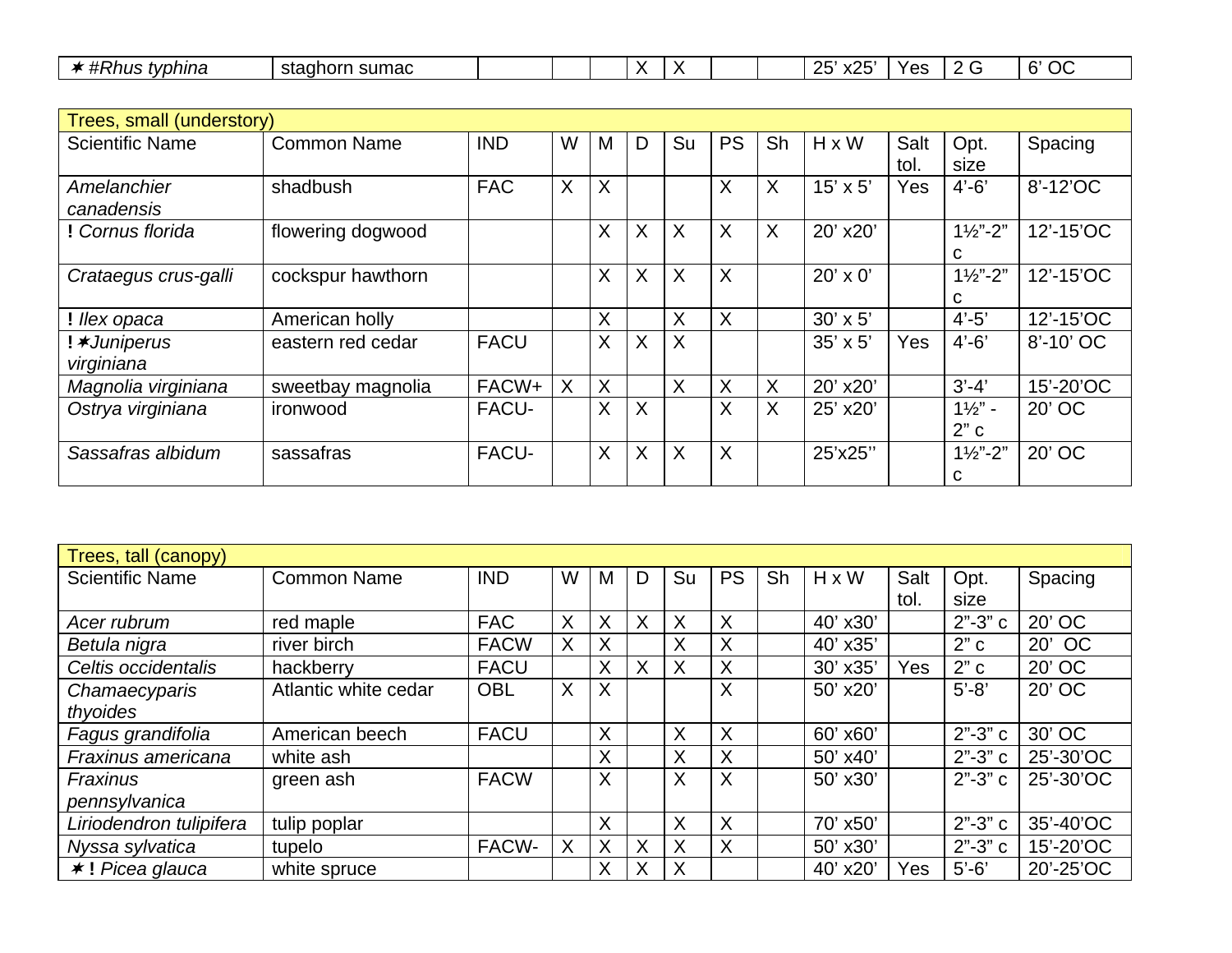| ✶ #*Rhus typhina* | staghorn sumac | | | | X | X | | | 25' x25' | Yes | 2 G | 6' OC |
|---|---|---|---|---|---|---|---|---|---|---|---|---|

| Trees, small (understory) | | | | | | | | | | | | |
|---|---|---|---|---|---|---|---|---|---|---|---|---|
| Scientific Name | Common Name | IND | W | M | D | Su | PS | Sh | H x W | Salt tol. | Opt. size | Spacing |
| *Amelanchier canadensis* | shadbush | FAC | X | X | | | X | X | 15' x 5' | Yes | 4'-6' | 8'-12'OC |
| **!** *Cornus florida* | flowering dogwood | | | X | X | X | X | X | 20' x20' | | 1½"-2" c | 12'-15'OC |
| *Crataegus crus-galli* | cockspur hawthorn | | | X | X | X | X | | 20' x 0' | | 1½"-2" c | 12'-15'OC |
| **!** *Ilex opaca* | American holly | | | X | | X | X | | 30' x 5' | | 4'-5' | 12'-15'OC |
| **!** ✶*Juniperus virginiana* | eastern red cedar | FACU | | X | X | X | | | 35' x 5' | Yes | 4'-6' | 8'-10' OC |
| *Magnolia virginiana* | sweetbay magnolia | FACW+ | X | X | | X | X | X | 20' x20' | | 3'-4' | 15'-20'OC |
| *Ostrya virginiana* | ironwood | FACU- | | X | X | | X | X | 25' x20' | | 1½" - 2" c | 20' OC |
| *Sassafras albidum* | sassafras | FACU- | | X | X | X | X | | 25'x25'' | | 1½"-2" c | 20' OC |

| Trees, tall (canopy) | | | | | | | | | | | | |
|---|---|---|---|---|---|---|---|---|---|---|---|---|
| Scientific Name | Common Name | IND | W | M | D | Su | PS | Sh | H x W | Salt tol. | Opt. size | Spacing |
| *Acer rubrum* | red maple | FAC | X | X | X | X | X | | 40' x30' | | 2"-3" c | 20' OC |
| *Betula nigra* | river birch | FACW | X | X | | X | X | | 40' x35' | | 2" c | 20' OC |
| *Celtis occidentalis* | hackberry | FACU | | X | X | X | X | | 30' x35' | Yes | 2" c | 20' OC |
| *Chamaecyparis thyoides* | Atlantic white cedar | OBL | X | X | | | X | | 50' x20' | | 5'-8' | 20' OC |
| *Fagus grandifolia* | American beech | FACU | | X | | X | X | | 60' x60' | | 2"-3" c | 30' OC |
| *Fraxinus americana* | white ash | | | X | | X | X | | 50' x40' | | 2"-3" c | 25'-30'OC |
| *Fraxinus pennsylvanica* | green ash | FACW | | X | | X | X | | 50' x30' | | 2"-3" c | 25'-30'OC |
| *Liriodendron tulipifera* | tulip poplar | | | X | | X | X | | 70' x50' | | 2"-3" c | 35'-40'OC |
| *Nyssa sylvatica* | tupelo | FACW- | X | X | X | X | X | | 50' x30' | | 2"-3" c | 15'-20'OC |
| ✶ **!** *Picea glauca* | white spruce | | | X | X | X | | | 40' x20' | Yes | 5'-6' | 20'-25'OC |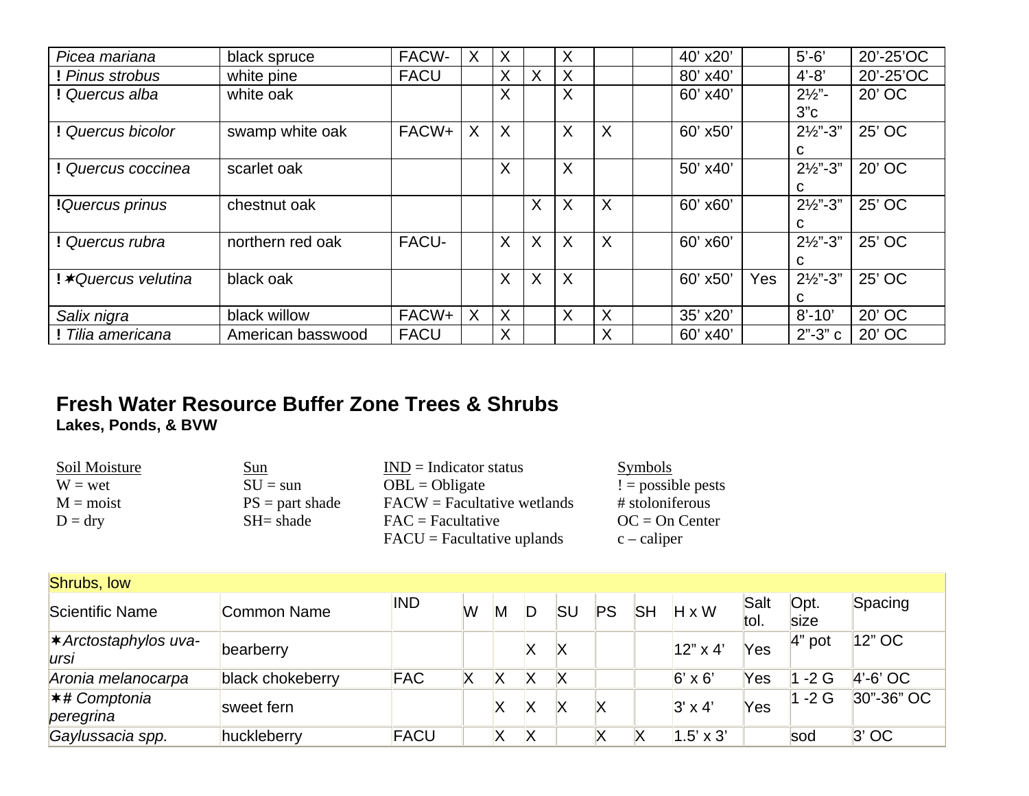| | | | | | | | | | | | | |
|---|---|---|---|---|---|---|---|---|---|---|---|---|
| *Picea mariana* | black spruce | FACW- | X | X | | X | | | 40' x20' | | 5'-6' | 20'-25'OC |
| **!** *Pinus strobus* | white pine | FACU | | X | X | X | | | 80' x40' | | 4'-8' | 20'-25'OC |
| **!** *Quercus alba* | white oak | | | X | | X | | | 60' x40' | | 2½"-3"c | 20' OC |
| **!** *Quercus bicolor* | swamp white oak | FACW+ | X | X | | X | X | | 60' x50' | | 2½"-3" c | 25' OC |
| **!** *Quercus coccinea* | scarlet oak | | | X | | X | | | 50' x40' | | 2½"-3" c | 20' OC |
| **!***Quercus prinus* | chestnut oak | | | | X | X | X | | 60' x60' | | 2½"-3" c | 25' OC |
| **!** *Quercus rubra* | northern red oak | FACU- | | X | X | X | X | | 60' x60' | | 2½"-3" c | 25' OC |
| **!** ✶*Quercus velutina* | black oak | | | X | X | X | | | 60' x50' | Yes | 2½"-3" c | 25' OC |
| *Salix nigra* | black willow | FACW+ | X | X | | X | X | | 35' x20' | | 8'-10' | 20' OC |
| **!** *Tilia americana* | American basswood | FACU | | X | | | X | | 60' x40' | | 2"-3" c | 20' OC |

## Fresh Water Resource Buffer Zone Trees & Shrubs

**Lakes, Ponds, & BVW**

Soil Moisture
- W = wet
- M = moist
- D = dry

Sun
- SU = sun
- PS = part shade
- SH= shade

IND = Indicator status
- OBL = Obligate
- FACW = Facultative wetlands
- FAC = Facultative
- FACU = Facultative uplands

Symbols
- ! = possible pests
- # stoloniferous
- OC = On Center
- c – caliper

| Shrubs, low | | | | | | | | | | | | |
|---|---|---|---|---|---|---|---|---|---|---|---|---|
| Scientific Name | Common Name | IND | W | M | D | SU | PS | SH | H x W | Salt tol. | Opt. size | Spacing |
| ✶*Arctostaphylos uva-ursi* | bearberry | | | | X | X | | | 12" x 4' | Yes | 4" pot | 12" OC |
| *Aronia melanocarpa* | black chokeberry | FAC | X | X | X | X | | | 6' x 6' | Yes | 1 -2 G | 4'-6' OC |
| ✶# *Comptonia peregrina* | sweet fern | | | X | X | X | X | | 3' x 4' | Yes | 1 -2 G | 30"-36" OC |
| *Gaylussacia spp.* | huckleberry | FACU | | X | X | | X | X | 1.5' x 3' | | sod | 3' OC |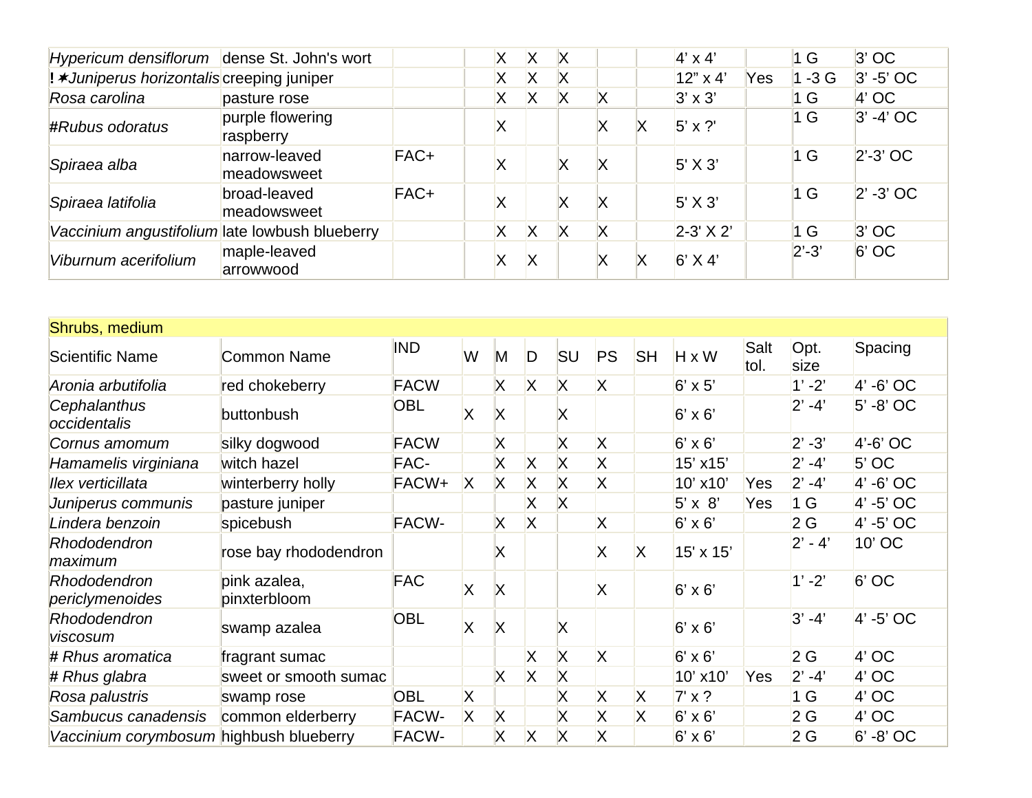| Hypericum densiflorum | dense St. John's wort | | | X | X | X | | | 4' x 4' | | 1 G | 3' OC |
|---|---|---|---|---|---|---|---|---|---|---|---|---|
| **!** ✶*Juniperus horizontalis* | creeping juniper | | | X | X | X | | | 12" x 4' | Yes | 1 -3 G | 3' -5' OC |
| *Rosa carolina* | pasture rose | | | X | X | X | X | | 3' x 3' | | 1 G | 4' OC |
| #*Rubus odoratus* | purple flowering raspberry | | | X | | | X | X | 5' x ?' | | 1 G | 3' -4' OC |
| *Spiraea alba* | narrow-leaved meadowsweet | FAC+ | | X | | X | X | | 5' X 3' | | 1 G | 2'-3' OC |
| *Spiraea latifolia* | broad-leaved meadowsweet | FAC+ | | X | | X | X | | 5' X 3' | | 1 G | 2' -3' OC |
| *Vaccinium angustifolium* | late lowbush blueberry | | | X | X | X | X | | 2-3' X 2' | | 1 G | 3' OC |
| *Viburnum acerifolium* | maple-leaved arrowwood | | | X | X | | X | X | 6' X 4' | | 2'-3' | 6' OC |

| Shrubs, medium | | | | | | | | | | | | |
|---|---|---|---|---|---|---|---|---|---|---|---|---|
| Scientific Name | Common Name | IND | W | M | D | SU | PS | SH | H x W | Salt tol. | Opt. size | Spacing |
| *Aronia arbutifolia* | red chokeberry | FACW | | X | X | X | X | | 6' x 5' | | 1' -2' | 4' -6' OC |
| *Cephalanthus occidentalis* | buttonbush | OBL | X | X | | X | | | 6' x 6' | | 2' -4' | 5' -8' OC |
| *Cornus amomum* | silky dogwood | FACW | | X | | X | X | | 6' x 6' | | 2' -3' | 4'-6' OC |
| *Hamamelis virginiana* | witch hazel | FAC- | | X | X | X | X | | 15' x15' | | 2' -4' | 5' OC |
| *Ilex verticillata* | winterberry holly | FACW+ | X | X | X | X | X | | 10' x10' | Yes | 2' -4' | 4' -6' OC |
| *Juniperus communis* | pasture juniper | | | | X | X | | | 5' x 8' | Yes | 1 G | 4' -5' OC |
| *Lindera benzoin* | spicebush | FACW- | | X | X | | X | | 6' x 6' | | 2 G | 4' -5' OC |
| *Rhododendron maximum* | rose bay rhododendron | | | X | | | X | X | 15' x 15' | | 2' - 4' | 10' OC |
| *Rhododendron periclymenoides* | pink azalea, pinxterbloom | FAC | X | X | | | X | | 6' x 6' | | 1' -2' | 6' OC |
| *Rhododendron viscosum* | swamp azalea | OBL | X | X | | X | | | 6' x 6' | | 3' -4' | 4' -5' OC |
| # *Rhus aromatica* | fragrant sumac | | | | X | X | X | | 6' x 6' | | 2 G | 4' OC |
| # *Rhus glabra* | sweet or smooth sumac | | | X | X | X | | | 10' x10' | Yes | 2' -4' | 4' OC |
| *Rosa palustris* | swamp rose | OBL | X | | | X | X | X | 7' x ? | | 1 G | 4' OC |
| *Sambucus canadensis* | common elderberry | FACW- | X | X | | X | X | X | 6' x 6' | | 2 G | 4' OC |
| *Vaccinium corymbosum* | highbush blueberry | FACW- | | X | X | X | X | | 6' x 6' | | 2 G | 6' -8' OC |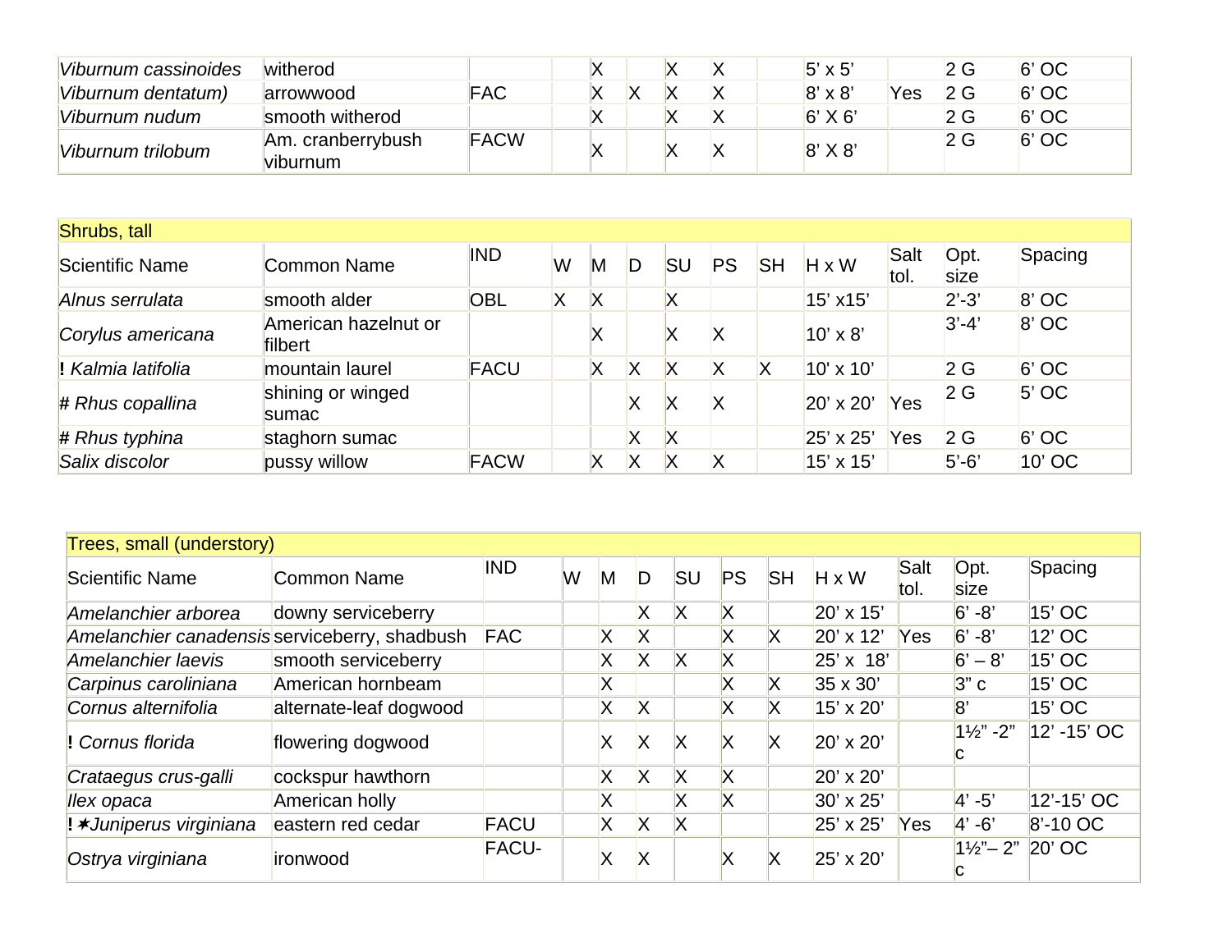| *Viburnum cassinoides* | witherod | | | X | | X | X | | 5’ x 5’ | | 2 G | 6’ OC |
|---|---|---|---|---|---|---|---|---|---|---|---|---|
| *Viburnum dentatum)* | arrowwood | FAC | | X | X | X | X | | 8’ x 8’ | Yes | 2 G | 6’ OC |
| *Viburnum nudum* | smooth witherod | | | X | | X | X | | 6’ X 6’ | | 2 G | 6’ OC |
| *Viburnum trilobum* | Am. cranberrybush viburnum | FACW | | X | | X | X | | 8’ X 8’ | | 2 G | 6’ OC |

| Shrubs, tall | | | | | | | | | | | | |
|---|---|---|---|---|---|---|---|---|---|---|---|---|
| Scientific Name | Common Name | IND | W | M | D | SU | PS | SH | H x W | Salt tol. | Opt. size | Spacing |
| *Alnus serrulata* | smooth alder | OBL | X | X | | X | | | 15’ x15’ | | 2’-3’ | 8’ OC |
| *Corylus americana* | American hazelnut or filbert | | | X | | X | X | | 10’ x 8’ | | 3’-4’ | 8’ OC |
| **!** *Kalmia latifolia* | mountain laurel | FACU | | X | X | X | X | X | 10' x 10’ | | 2 G | 6’ OC |
| # *Rhus copallina* | shining or winged sumac | | | | X | X | X | | 20’ x 20’ | Yes | 2 G | 5’ OC |
| # *Rhus typhina* | staghorn sumac | | | | X | X | | | 25’ x 25’ | Yes | 2 G | 6’ OC |
| *Salix discolor* | pussy willow | FACW | | X | X | X | X | | 15’ x 15’ | | 5’-6’ | 10’ OC |

| Trees, small (understory) | | | | | | | | | | | | |
|---|---|---|---|---|---|---|---|---|---|---|---|---|
| Scientific Name | Common Name | IND | W | M | D | SU | PS | SH | H x W | Salt tol. | Opt. size | Spacing |
| *Amelanchier arborea* | downy serviceberry | | | | X | X | X | | 20’ x 15’ | | 6’ -8’ | 15’ OC |
| *Amelanchier canadensis* | serviceberry, shadbush | FAC | | X | X | | X | X | 20’ x 12’ | Yes | 6’ -8’ | 12’ OC |
| *Amelanchier laevis* | smooth serviceberry | | | X | X | X | X | | 25’ x 18’ | | 6’ – 8’ | 15’ OC |
| *Carpinus caroliniana* | American hornbeam | | | X | | | X | X | 35 x 30’ | | 3” c | 15’ OC |
| *Cornus alternifolia* | alternate-leaf dogwood | | | X | X | | X | X | 15’ x 20’ | | 8’ | 15’ OC |
| **!** *Cornus florida* | flowering dogwood | | | X | X | X | X | X | 20’ x 20’ | | 1½” -2” c | 12’ -15’ OC |
| *Crataegus crus-galli* | cockspur hawthorn | | | X | X | X | X | | 20’ x 20’ | | | |
| *Ilex opaca* | American holly | | | X | | X | X | | 30’ x 25’ | | 4’ -5’ | 12’-15’ OC |
| **!** ✶*Juniperus virginiana* | eastern red cedar | FACU | | X | X | X | | | 25’ x 25’ | Yes | 4’ -6’ | 8’-10 OC |
| *Ostrya virginiana* | ironwood | FACU- | | X | X | | X | X | 25’ x 20’ | | 1½”– 2” c | 20’ OC |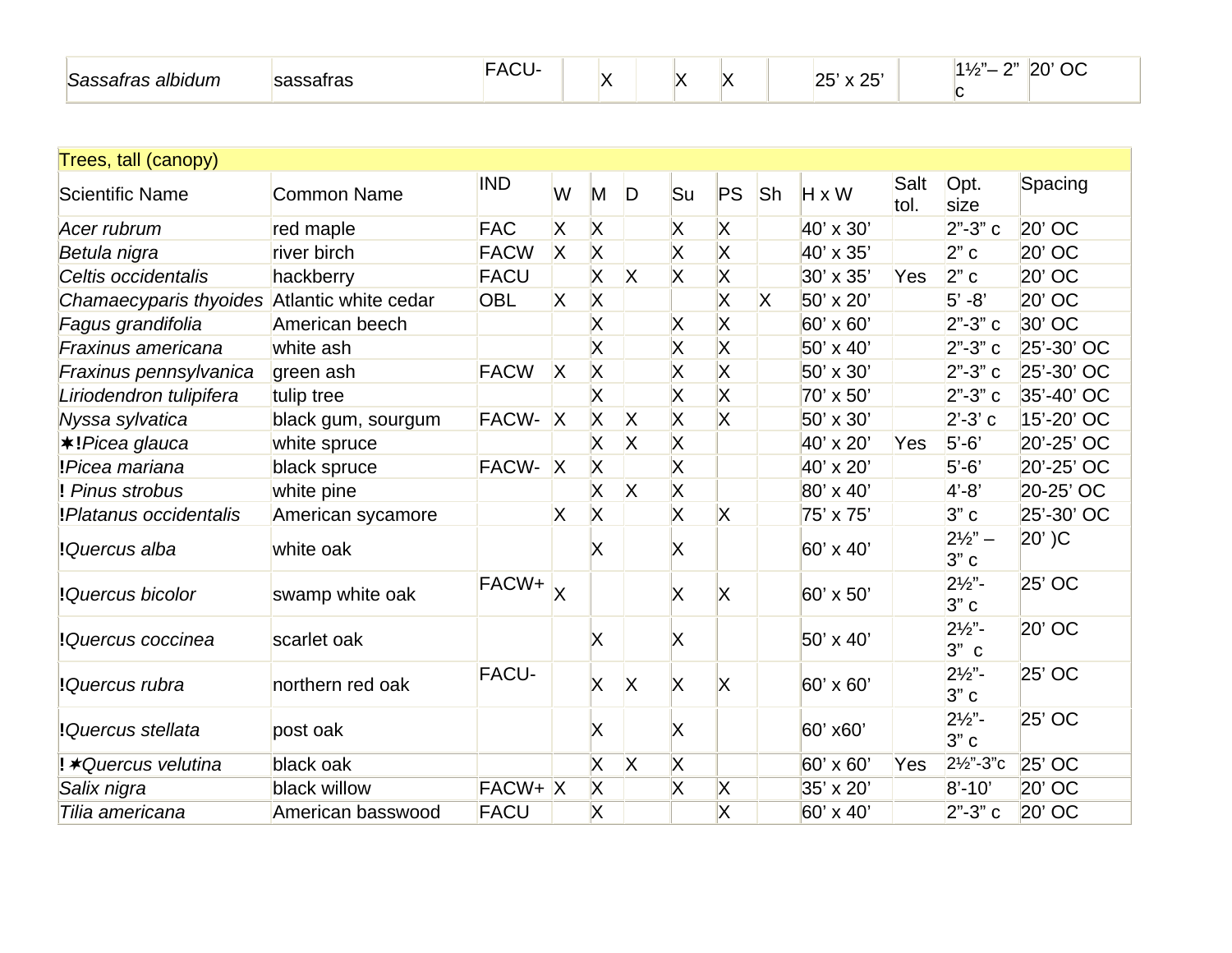| | | | | | | | | | | | | |
|---|---|---|---|---|---|---|---|---|---|---|---|---|
| *Sassafras albidum* | sassafras | FACU- | | X | | X | X | | 25’ x 25’ | | 1½”– 2” c | 20’ OC |

| Trees, tall (canopy) | | | | | | | | | | | | |
|---|---|---|---|---|---|---|---|---|---|---|---|---|
| Scientific Name | Common Name | IND | W | M | D | Su | PS | Sh | H x W | Salt tol. | Opt. size | Spacing |
| *Acer rubrum* | red maple | FAC | X | X | | X | X | | 40’ x 30’ | | 2”-3” c | 20’ OC |
| *Betula nigra* | river birch | FACW | X | X | | X | X | | 40’ x 35’ | | 2” c | 20’ OC |
| *Celtis occidentalis* | hackberry | FACU | | X | X | X | X | | 30’ x 35’ | Yes | 2” c | 20’ OC |
| *Chamaecyparis thyoides* | Atlantic white cedar | OBL | X | X | | | X | X | 50’ x 20’ | | 5’ -8’ | 20’ OC |
| *Fagus grandifolia* | American beech | | | X | | X | X | | 60’ x 60’ | | 2”-3” c | 30’ OC |
| *Fraxinus americana* | white ash | | | X | | X | X | | 50’ x 40’ | | 2”-3” c | 25’-30’ OC |
| *Fraxinus pennsylvanica* | green ash | FACW | X | X | | X | X | | 50’ x 30’ | | 2”-3” c | 25’-30’ OC |
| *Liriodendron tulipifera* | tulip tree | | | X | | X | X | | 70’ x 50’ | | 2”-3” c | 35’-40’ OC |
| *Nyssa sylvatica* | black gum, sourgum | FACW- | X | X | X | X | X | | 50’ x 30’ | | 2’-3’ c | 15’-20’ OC |
| ✶!*Picea glauca* | white spruce | | | X | X | X | | | 40’ x 20’ | Yes | 5’-6’ | 20’-25’ OC |
| !*Picea mariana* | black spruce | FACW- | X | X | | X | | | 40’ x 20’ | | 5’-6’ | 20’-25’ OC |
| ! *Pinus strobus* | white pine | | | X | X | X | | | 80’ x 40’ | | 4’-8’ | 20-25’ OC |
| !*Platanus occidentalis* | American sycamore | | X | X | | X | X | | 75’ x 75’ | | 3” c | 25’-30’ OC |
| !*Quercus alba* | white oak | | | X | | X | | | 60’ x 40’ | | 2½” – 3” c | 20’ )C |
| !*Quercus bicolor* | swamp white oak | FACW+ | X | | | X | X | | 60’ x 50’ | | 2½”- 3” c | 25’ OC |
| !*Quercus coccinea* | scarlet oak | | | X | | X | | | 50’ x 40’ | | 2½”- 3” c | 20’ OC |
| !*Quercus rubra* | northern red oak | FACU- | | X | X | X | X | | 60’ x 60’ | | 2½”- 3” c | 25’ OC |
| !*Quercus stellata* | post oak | | | X | | X | | | 60’ x60’ | | 2½”- 3” c | 25’ OC |
| ! ✶*Quercus velutina* | black oak | | | X | X | X | | | 60’ x 60’ | Yes | 2½”-3”c | 25’ OC |
| *Salix nigra* | black willow | FACW+ | X | X | | X | X | | 35’ x 20’ | | 8’-10’ | 20’ OC |
| *Tilia americana* | American basswood | FACU | | X | | | X | | 60’ x 40’ | | 2”-3” c | 20’ OC |